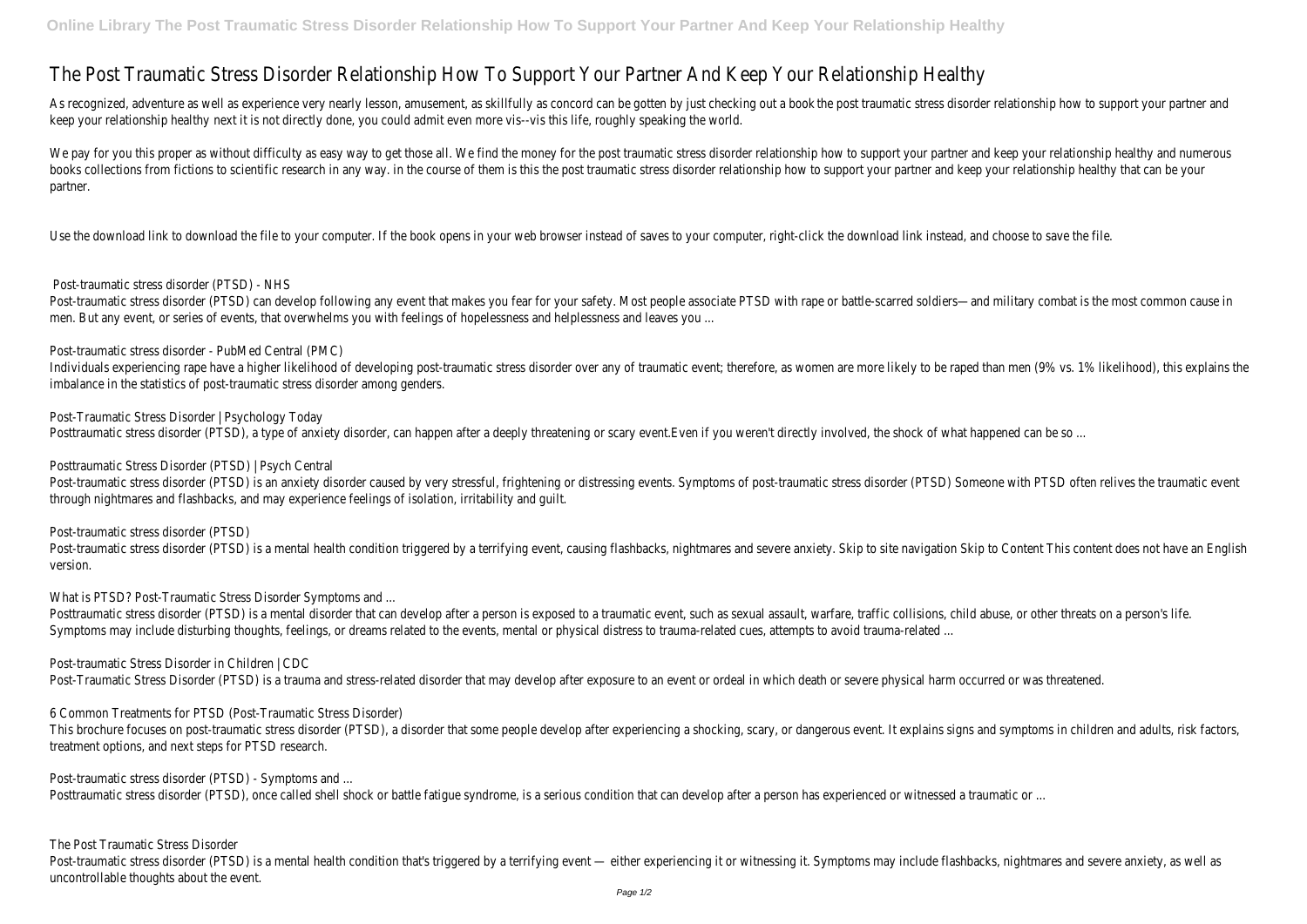# The Post Traumatic Stress Disorder Relationship How To Support Your Partner And Keep Your Relationship Healthy

As recognized, adventure as well as experience very nearly lesson, amusement, as skillfully as concord can be gotten by just checking out a book the post traumatic stress disorder relationship how to support your partner and keep your relationship healthy next it is not directly done, you could admit even more vis--vis this life, roughly speaking the world.

We pay for you this proper as without difficulty as easy way to get those all. We find the money for the post traumatic stress disorder relationship how to support your partner and keep your relationship healthy and numerous books collections from fictions to scientific research in any way. in the course of them is this the post traumatic stress disorder relationship how to support your partner and keep your relationship healthy that can be your partner.

Use the download link to download the file to your computer. If the book opens in your web browser instead of saves to your computer, right-click the download link instead, and choose to save the file.

## Post-traumatic stress disorder (PTSD) - NHS

Post-traumatic stress disorder (PTSD) can develop following any event that makes you fear for your safety. Most people associate PTSD with rape or battle-scarred soldiers—and military combat is the most common cause in men. But any event, or series of events, that overwhelms you with feelings of hopelessness and helplessness and leaves you ...

## Post-traumatic stress disorder - PubMed Central (PMC)

Individuals experiencing rape have a higher likelihood of developing post-traumatic stress disorder over any of traumatic event; therefore, as women are more likely to be raped than men (9% vs. 1% likelihood), this explains the imbalance in the statistics of post-traumatic stress disorder among genders.

## Post-Traumatic Stress Disorder | Psychology Today

Posttraumatic stress disorder (PTSD), a type of anxiety disorder, can happen after a deeply threatening or scary event.Even if you weren't directly involved, the shock of what happened can be so ...

## Posttraumatic Stress Disorder (PTSD) | Psych Central

Post-traumatic stress disorder (PTSD) is an anxiety disorder caused by very stressful, frightening or distressing events. Symptoms of post-traumatic stress disorder (PTSD) Someone with PTSD often relives the traumatic event through nightmares and flashbacks, and may experience feelings of isolation, irritability and guilt.

## Post-traumatic stress disorder (PTSD)

Post-traumatic stress disorder (PTSD) is a mental health condition triggered by a terrifying event, causing flashbacks, nightmares and severe anxiety. Skip to site navigation Skip to Content This content does not have an English version.

## What is PTSD? Post-Traumatic Stress Disorder Symptoms and ...

Posttraumatic stress disorder (PTSD) is a mental disorder that can develop after a person is exposed to a traumatic event, such as sexual assault, warfare, traffic collisions, child abuse, or other threats on a person's life. Symptoms may include disturbing thoughts, feelings, or dreams related to the events, mental or physical distress to trauma-related cues, attempts to avoid trauma-related ...

## Post-traumatic Stress Disorder in Children | CDC

Post-Traumatic Stress Disorder (PTSD) is a trauma and stress-related disorder that may develop after exposure to an event or ordeal in which death or severe physical harm occurred or was threatened.

## 6 Common Treatments for PTSD (Post-Traumatic Stress Disorder)

This brochure focuses on post-traumatic stress disorder (PTSD), a disorder that some people develop after experiencing a shocking, scary, or dangerous event. It explains signs and symptoms in children and adults, risk factors, treatment options, and next steps for PTSD research.

## Post-traumatic stress disorder (PTSD) - Symptoms and ...

Posttraumatic stress disorder (PTSD), once called shell shock or battle fatigue syndrome, is a serious condition that can develop after a person has experienced or witnessed a traumatic or ...

## The Post Traumatic Stress Disorder

Post-traumatic stress disorder (PTSD) is a mental health condition that's triggered by a terrifying event — either experiencing it or witnessing it. Symptoms may include flashbacks, nightmares and severe anxiety, as well as uncontrollable thoughts about the event.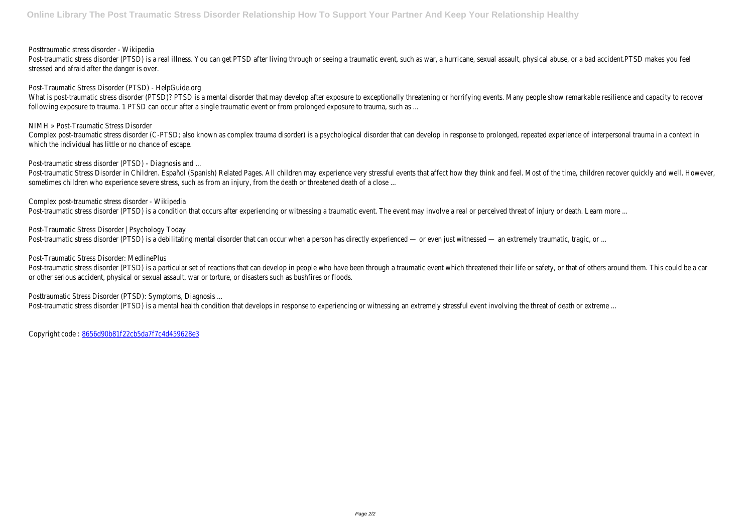Posttraumatic stress disorder - Wikipedia

Post-traumatic stress disorder (PTSD) is a real illness. You can get PTSD after living through or seeing a traumatic event, such as war, a hurricane, sexual assault, physical abuse, or a bad accident.PTSD makes you feel stressed and afraid after the danger is over.

Post-Traumatic Stress Disorder (PTSD) - HelpGuide.org

What is post-traumatic stress disorder (PTSD)? PTSD is a mental disorder that may develop after exposure to exceptionally threatening or horrifying events. Many people show remarkable resilience and capacity to recover following exposure to trauma. 1 PTSD can occur after a single traumatic event or from prolonged exposure to trauma, such as ...

NIMH » Post-Traumatic Stress Disorder

Complex post-traumatic stress disorder (C-PTSD; also known as complex trauma disorder) is a psychological disorder that can develop in response to prolonged, repeated experience of interpersonal trauma in a context in which the individual has little or no chance of escape.

Post-traumatic stress disorder (PTSD) - Diagnosis and ...

Post-traumatic Stress Disorder in Children. Español (Spanish) Related Pages. All children may experience very stressful events that affect how they think and feel. Most of the time, children recover quickly and well. However, sometimes children who experience severe stress, such as from an injury, from the death or threatened death of a close ...

Complex post-traumatic stress disorder - Wikipedia

Post-traumatic stress disorder (PTSD) is a condition that occurs after experiencing or witnessing a traumatic event. The event may involve a real or perceived threat of injury or death. Learn more ...

Post-Traumatic Stress Disorder | Psychology Today

Post-traumatic stress disorder (PTSD) is a debilitating mental disorder that can occur when a person has directly experienced — or even just witnessed — an extremely traumatic, tragic, or ...

Post-Traumatic Stress Disorder: MedlinePlus

Post-traumatic stress disorder (PTSD) is a particular set of reactions that can develop in people who have been through a traumatic event which threatened their life or safety, or that of others around them. This could be a car or other serious accident, physical or sexual assault, war or torture, or disasters such as bushfires or floods.

Posttraumatic Stress Disorder (PTSD): Symptoms, Diagnosis ...

Post-traumatic stress disorder (PTSD) is a mental health condition that develops in response to experiencing or witnessing an extremely stressful event involving the threat of death or extreme ...

Copyright code : 8656d90b81f22cb5da7f7c4d459628e3